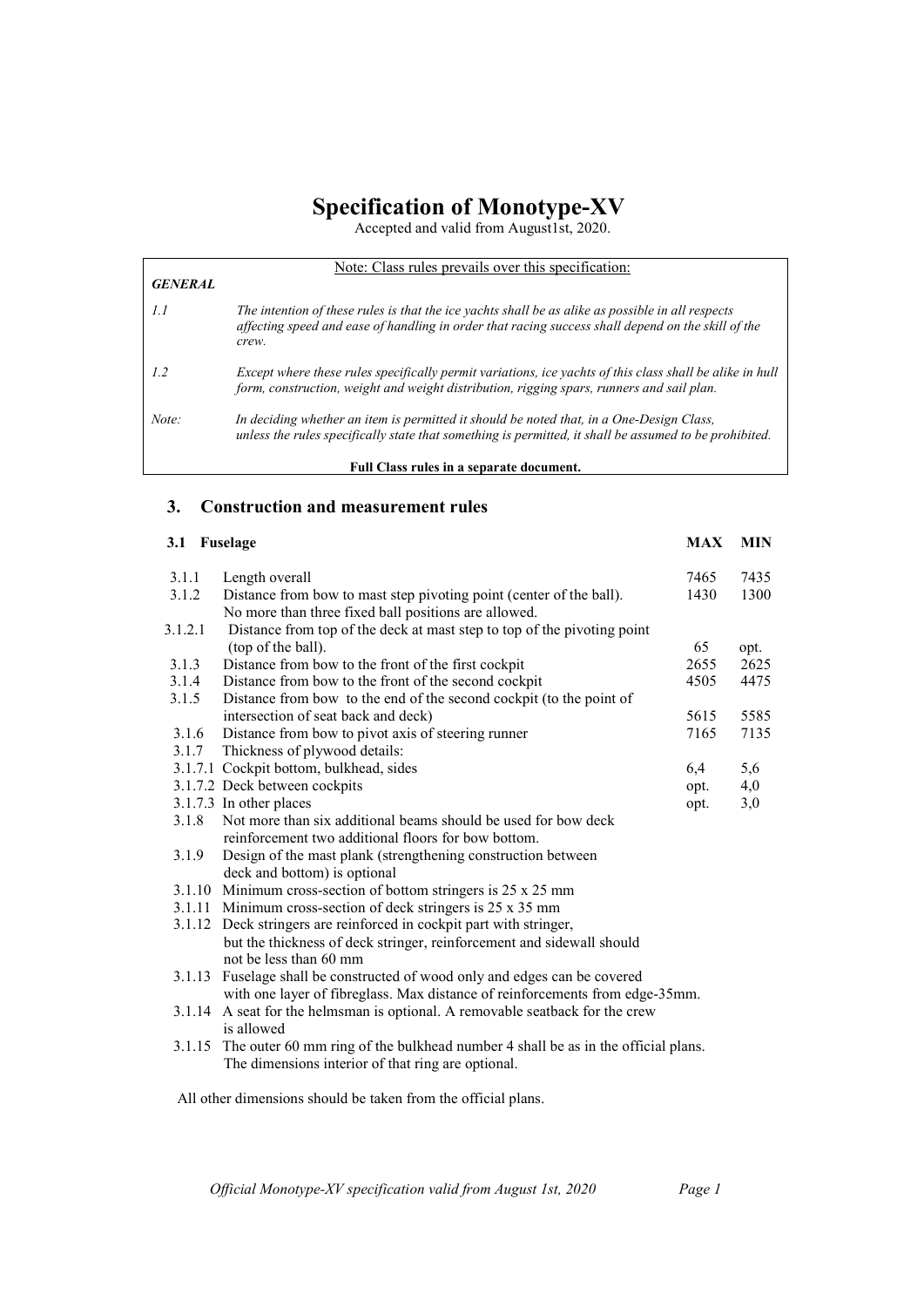# Specification of Monotype-XV

Accepted and valid from August1st, 2020.

Note: Class rules prevails over this specification:

***GENERAL***

| | |
|---|---|
| *1.1* | *The intention of these rules is that the ice yachts shall be as alike as possible in all respects affecting speed and ease of handling in order that racing success shall depend on the skill of the crew.* |
| *1.2* | *Except where these rules specifically permit variations, ice yachts of this class shall be alike in hull form, construction, weight and weight distribution, rigging spars, runners and sail plan.* |
| *Note:* | *In deciding whether an item is permitted it should be noted that, in a One-Design Class, unless the rules specifically state that something is permitted, it shall be assumed to be prohibited.* |

**Full Class rules in a separate document.**

## 3. Construction and measurement rules

| **3.1** | **Fuselage** | **MAX** | **MIN** |
|---|---|---|---|
| 3.1.1 | Length overall | 7465 | 7435 |
| 3.1.2 | Distance from bow to mast step pivoting point (center of the ball). No more than three fixed ball positions are allowed. | 1430 | 1300 |
| 3.1.2.1 | Distance from top of the deck at mast step to top of the pivoting point (top of the ball). | 65 | opt. |
| 3.1.3 | Distance from bow to the front of the first cockpit | 2655 | 2625 |
| 3.1.4 | Distance from bow to the front of the second cockpit | 4505 | 4475 |
| 3.1.5 | Distance from bow to the end of the second cockpit (to the point of intersection of seat back and deck) | 5615 | 5585 |
| 3.1.6 | Distance from bow to pivot axis of steering runner | 7165 | 7135 |
| 3.1.7 | Thickness of plywood details: | | |
| 3.1.7.1 | Cockpit bottom, bulkhead, sides | 6,4 | 5,6 |
| 3.1.7.2 | Deck between cockpits | opt. | 4,0 |
| 3.1.7.3 | In other places | opt. | 3,0 |
| 3.1.8 | Not more than six additional beams should be used for bow deck reinforcement two additional floors for bow bottom. | | |
| 3.1.9 | Design of the mast plank (strengthening construction between deck and bottom) is optional | | |
| 3.1.10 | Minimum cross-section of bottom stringers is 25 x 25 mm | | |
| 3.1.11 | Minimum cross-section of deck stringers is 25 x 35 mm | | |
| 3.1.12 | Deck stringers are reinforced in cockpit part with stringer, but the thickness of deck stringer, reinforcement and sidewall should not be less than 60 mm | | |
| 3.1.13 | Fuselage shall be constructed of wood only and edges can be covered with one layer of fibreglass. Max distance of reinforcements from edge-35mm. | | |
| 3.1.14 | A seat for the helmsman is optional. A removable seatback for the crew is allowed | | |
| 3.1.15 | The outer 60 mm ring of the bulkhead number 4 shall be as in the official plans. The dimensions interior of that ring are optional. | | |

All other dimensions should be taken from the official plans.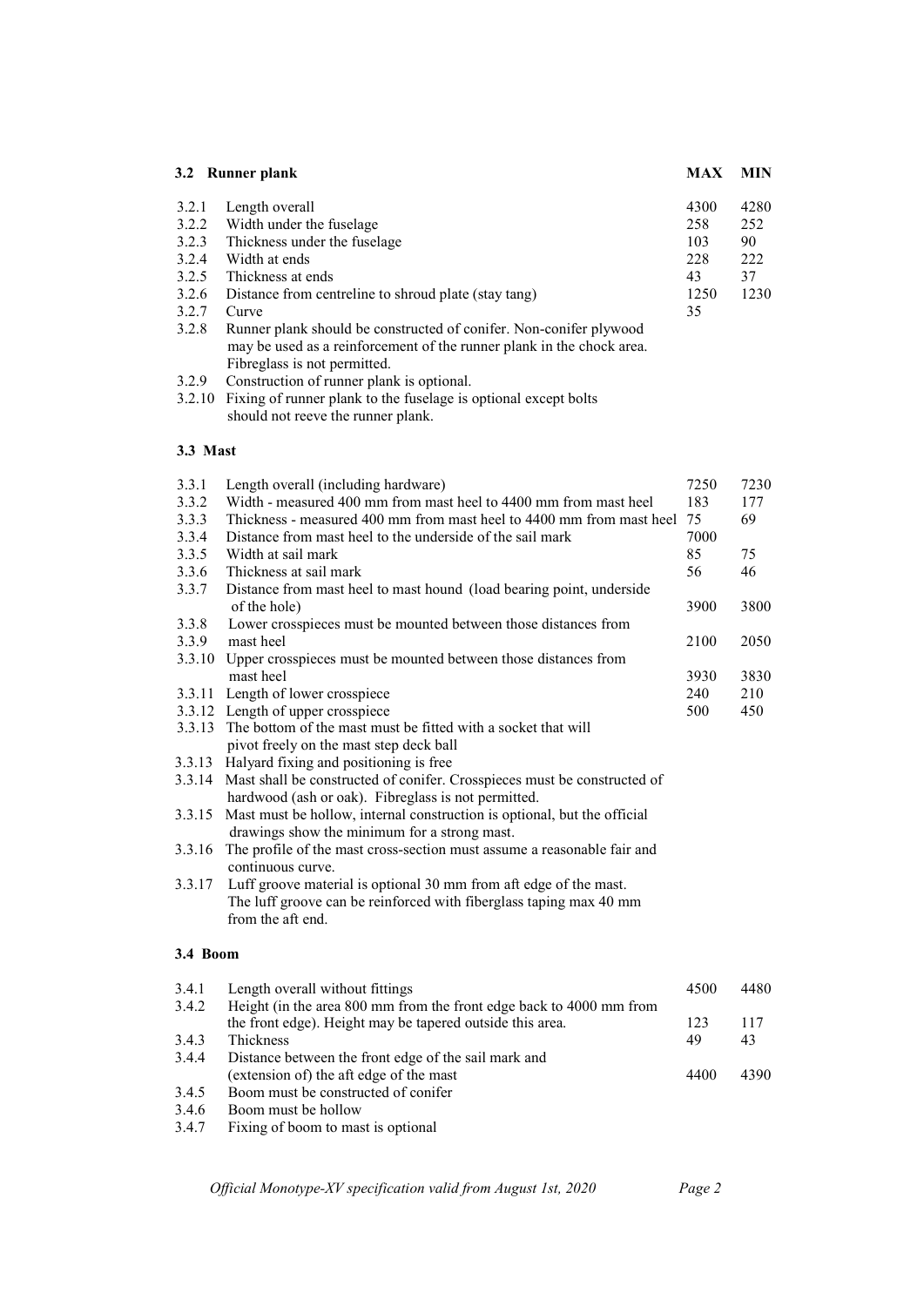### 3.2 Runner plank

| | | MAX | MIN |
|---|---|---|---|
| 3.2.1 | Length overall | 4300 | 4280 |
| 3.2.2 | Width under the fuselage | 258 | 252 |
| 3.2.3 | Thickness under the fuselage | 103 | 90 |
| 3.2.4 | Width at ends | 228 | 222 |
| 3.2.5 | Thickness at ends | 43 | 37 |
| 3.2.6 | Distance from centreline to shroud plate (stay tang) | 1250 | 1230 |
| 3.2.7 | Curve | 35 | |
| 3.2.8 | Runner plank should be constructed of conifer. Non-conifer plywood may be used as a reinforcement of the runner plank in the chock area. Fibreglass is not permitted. | | |
| 3.2.9 | Construction of runner plank is optional. | | |
| 3.2.10 | Fixing of runner plank to the fuselage is optional except bolts should not reeve the runner plank. | | |

### 3.3 Mast

| | | MAX | MIN |
|---|---|---|---|
| 3.3.1 | Length overall (including hardware) | 7250 | 7230 |
| 3.3.2 | Width - measured 400 mm from mast heel to 4400 mm from mast heel | 183 | 177 |
| 3.3.3 | Thickness - measured 400 mm from mast heel to 4400 mm from mast heel | 75 | 69 |
| 3.3.4 | Distance from mast heel to the underside of the sail mark | 7000 | |
| 3.3.5 | Width at sail mark | 85 | 75 |
| 3.3.6 | Thickness at sail mark | 56 | 46 |
| 3.3.7 | Distance from mast heel to mast hound (load bearing point, underside of the hole) | 3900 | 3800 |
| 3.3.8 / 3.3.9 | Lower crosspieces must be mounted between those distances from mast heel | 2100 | 2050 |
| 3.3.10 | Upper crosspieces must be mounted between those distances from mast heel | 3930 | 3830 |
| 3.3.11 | Length of lower crosspiece | 240 | 210 |
| 3.3.12 | Length of upper crosspiece | 500 | 450 |
| 3.3.13 | The bottom of the mast must be fitted with a socket that will pivot freely on the mast step deck ball | | |
| 3.3.13 | Halyard fixing and positioning is free | | |
| 3.3.14 | Mast shall be constructed of conifer. Crosspieces must be constructed of hardwood (ash or oak). Fibreglass is not permitted. | | |
| 3.3.15 | Mast must be hollow, internal construction is optional, but the official drawings show the minimum for a strong mast. | | |
| 3.3.16 | The profile of the mast cross-section must assume a reasonable fair and continuous curve. | | |
| 3.3.17 | Luff groove material is optional 30 mm from aft edge of the mast. The luff groove can be reinforced with fiberglass taping max 40 mm from the aft end. | | |

### 3.4 Boom

| | | MAX | MIN |
|---|---|---|---|
| 3.4.1 | Length overall without fittings | 4500 | 4480 |
| 3.4.2 | Height (in the area 800 mm from the front edge back to 4000 mm from the front edge). Height may be tapered outside this area. | 123 | 117 |
| 3.4.3 | Thickness | 49 | 43 |
| 3.4.4 | Distance between the front edge of the sail mark and (extension of) the aft edge of the mast | 4400 | 4390 |
| 3.4.5 | Boom must be constructed of conifer | | |
| 3.4.6 | Boom must be hollow | | |
| 3.4.7 | Fixing of boom to mast is optional | | |

*Official Monotype-XV specification valid from August 1st, 2020*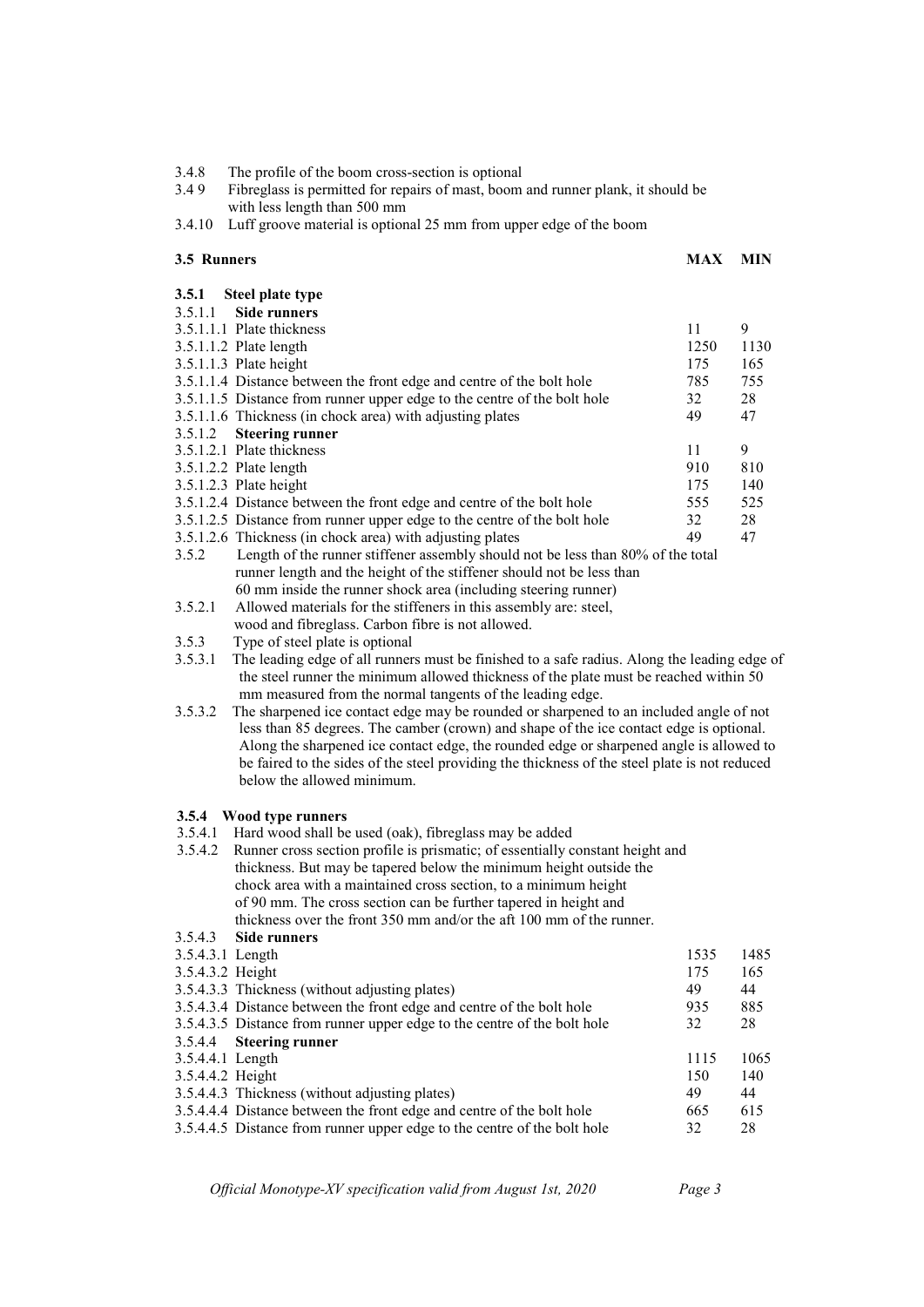3.4.8 The profile of the boom cross-section is optional

3.4 9 Fibreglass is permitted for repairs of mast, boom and runner plank, it should be with less length than 500 mm

3.4.10 Luff groove material is optional 25 mm from upper edge of the boom

| **3.5 Runners** | **MAX** | **MIN** |
|---|---|---|
| **3.5.1 Steel plate type** | | |
| 3.5.1.1 **Side runners** | | |
| 3.5.1.1.1 Plate thickness | 11 | 9 |
| 3.5.1.1.2 Plate length | 1250 | 1130 |
| 3.5.1.1.3 Plate height | 175 | 165 |
| 3.5.1.1.4 Distance between the front edge and centre of the bolt hole | 785 | 755 |
| 3.5.1.1.5 Distance from runner upper edge to the centre of the bolt hole | 32 | 28 |
| 3.5.1.1.6 Thickness (in chock area) with adjusting plates | 49 | 47 |
| 3.5.1.2 **Steering runner** | | |
| 3.5.1.2.1 Plate thickness | 11 | 9 |
| 3.5.1.2.2 Plate length | 910 | 810 |
| 3.5.1.2.3 Plate height | 175 | 140 |
| 3.5.1.2.4 Distance between the front edge and centre of the bolt hole | 555 | 525 |
| 3.5.1.2.5 Distance from runner upper edge to the centre of the bolt hole | 32 | 28 |
| 3.5.1.2.6 Thickness (in chock area) with adjusting plates | 49 | 47 |

3.5.2 Length of the runner stiffener assembly should not be less than 80% of the total runner length and the height of the stiffener should not be less than 60 mm inside the runner shock area (including steering runner)

3.5.2.1 Allowed materials for the stiffeners in this assembly are: steel, wood and fibreglass. Carbon fibre is not allowed.

3.5.3 Type of steel plate is optional

3.5.3.1 The leading edge of all runners must be finished to a safe radius. Along the leading edge of the steel runner the minimum allowed thickness of the plate must be reached within 50 mm measured from the normal tangents of the leading edge.

3.5.3.2 The sharpened ice contact edge may be rounded or sharpened to an included angle of not less than 85 degrees. The camber (crown) and shape of the ice contact edge is optional. Along the sharpened ice contact edge, the rounded edge or sharpened angle is allowed to be faired to the sides of the steel providing the thickness of the steel plate is not reduced below the allowed minimum.

**3.5.4 Wood type runners**

3.5.4.1 Hard wood shall be used (oak), fibreglass may be added

3.5.4.2 Runner cross section profile is prismatic; of essentially constant height and thickness. But may be tapered below the minimum height outside the chock area with a maintained cross section, to a minimum height of 90 mm. The cross section can be further tapered in height and thickness over the front 350 mm and/or the aft 100 mm of the runner.

| | MAX | MIN |
|---|---|---|
| 3.5.4.3 **Side runners** | | |
| 3.5.4.3.1 Length | 1535 | 1485 |
| 3.5.4.3.2 Height | 175 | 165 |
| 3.5.4.3.3 Thickness (without adjusting plates) | 49 | 44 |
| 3.5.4.3.4 Distance between the front edge and centre of the bolt hole | 935 | 885 |
| 3.5.4.3.5 Distance from runner upper edge to the centre of the bolt hole | 32 | 28 |
| 3.5.4.4 **Steering runner** | | |
| 3.5.4.4.1 Length | 1115 | 1065 |
| 3.5.4.4.2 Height | 150 | 140 |
| 3.5.4.4.3 Thickness (without adjusting plates) | 49 | 44 |
| 3.5.4.4.4 Distance between the front edge and centre of the bolt hole | 665 | 615 |
| 3.5.4.4.5 Distance from runner upper edge to the centre of the bolt hole | 32 | 28 |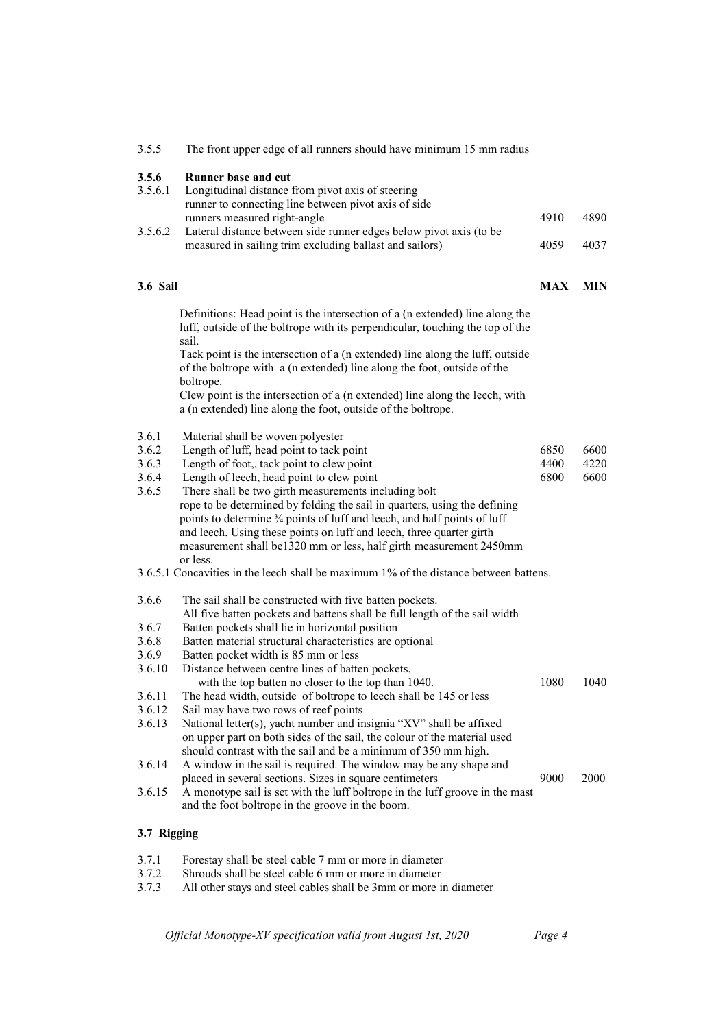3.5.5 The front upper edge of all runners should have minimum 15 mm radius

| | | | |
|---|---|---|---|
| **3.5.6** | **Runner base and cut** | | |
| 3.5.6.1 | Longitudinal distance from pivot axis of steering runner to connecting line between pivot axis of side runners measured right-angle | 4910 | 4890 |
| 3.5.6.2 | Lateral distance between side runner edges below pivot axis (to be measured in sailing trim excluding ballast and sailors) | 4059 | 4037 |

| **3.6 Sail** | | **MAX** | **MIN** |
|---|---|---|---|
| | Definitions: Head point is the intersection of a (n extended) line along the luff, outside of the boltrope with its perpendicular, touching the top of the sail. Tack point is the intersection of a (n extended) line along the luff, outside of the boltrope with a (n extended) line along the foot, outside of the boltrope. Clew point is the intersection of a (n extended) line along the leech, with a (n extended) line along the foot, outside of the boltrope. | | |
| 3.6.1 | Material shall be woven polyester | | |
| 3.6.2 | Length of luff, head point to tack point | 6850 | 6600 |
| 3.6.3 | Length of foot,, tack point to clew point | 4400 | 4220 |
| 3.6.4 | Length of leech, head point to clew point | 6800 | 6600 |
| 3.6.5 | There shall be two girth measurements including bolt rope to be determined by folding the sail in quarters, using the defining points to determine ¾ points of luff and leech, and half points of luff and leech. Using these points on luff and leech, three quarter girth measurement shall be1320 mm or less, half girth measurement 2450mm or less. | | |
| 3.6.5.1 | Concavities in the leech shall be maximum 1% of the distance between battens. | | |
| 3.6.6 | The sail shall be constructed with five batten pockets. All five batten pockets and battens shall be full length of the sail width | | |
| 3.6.7 | Batten pockets shall lie in horizontal position | | |
| 3.6.8 | Batten material structural characteristics are optional | | |
| 3.6.9 | Batten pocket width is 85 mm or less | | |
| 3.6.10 | Distance between centre lines of batten pockets, with the top batten no closer to the top than 1040. | 1080 | 1040 |
| 3.6.11 | The head width, outside of boltrope to leech shall be 145 or less | | |
| 3.6.12 | Sail may have two rows of reef points | | |
| 3.6.13 | National letter(s), yacht number and insignia "XV" shall be affixed on upper part on both sides of the sail, the colour of the material used should contrast with the sail and be a minimum of 350 mm high. | | |
| 3.6.14 | A window in the sail is required. The window may be any shape and placed in several sections. Sizes in square centimeters | 9000 | 2000 |
| 3.6.15 | A monotype sail is set with the luff boltrope in the luff groove in the mast and the foot boltrope in the groove in the boom. | | |

**3.7 Rigging**

3.7.1 Forestay shall be steel cable 7 mm or more in diameter

3.7.2 Shrouds shall be steel cable 6 mm or more in diameter

3.7.3 All other stays and steel cables shall be 3mm or more in diameter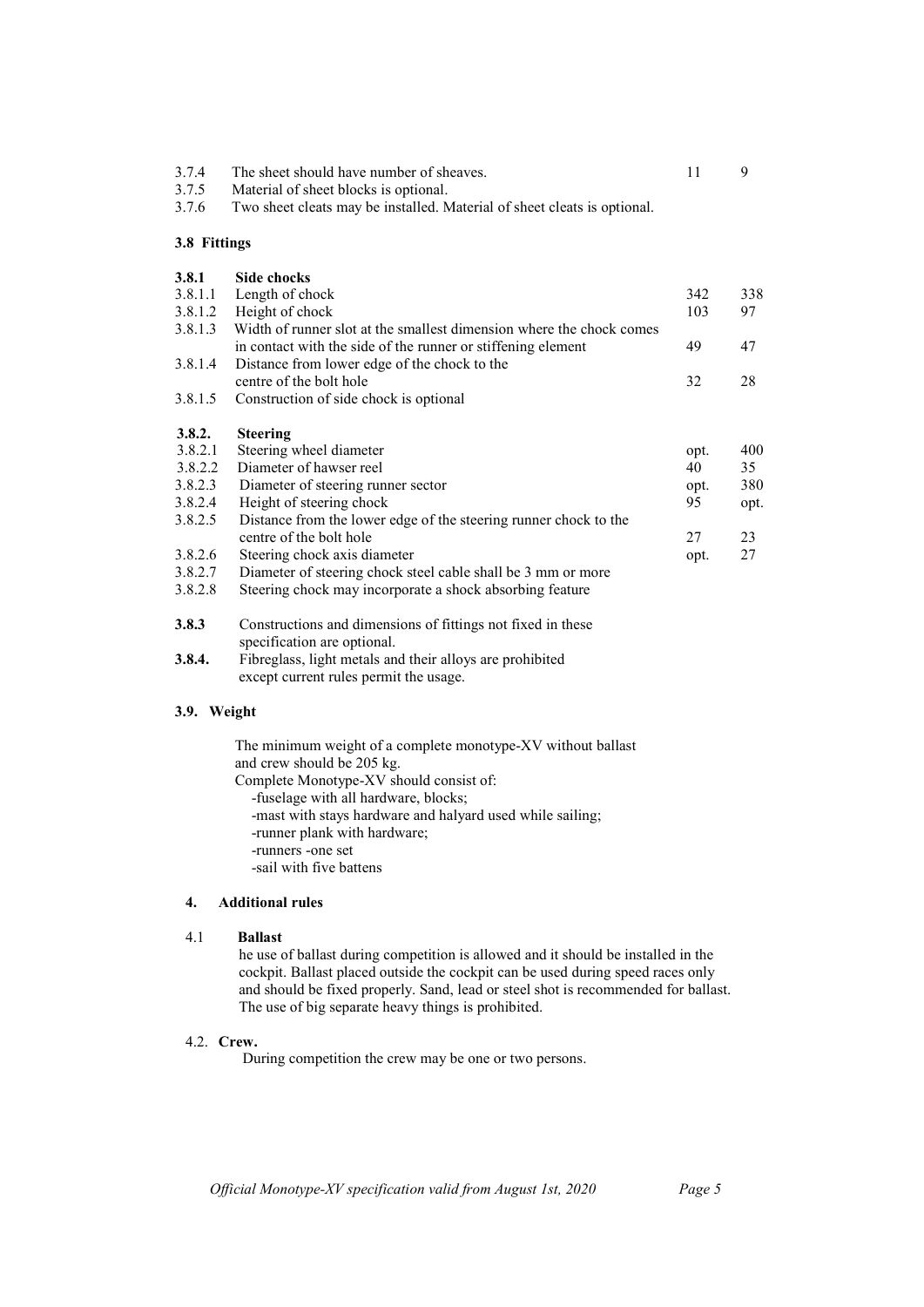| | | | |
|---|---|---|---|
| 3.7.4 | The sheet should have number of sheaves. | 11 | 9 |
| 3.7.5 | Material of sheet blocks is optional. | | |
| 3.7.6 | Two sheet cleats may be installed. Material of sheet cleats is optional. | | |

**3.8 Fittings**

| | | | |
|---|---|---|---|
| **3.8.1** | **Side chocks** | | |
| 3.8.1.1 | Length of chock | 342 | 338 |
| 3.8.1.2 | Height of chock | 103 | 97 |
| 3.8.1.3 | Width of runner slot at the smallest dimension where the chock comes in contact with the side of the runner or stiffening element | 49 | 47 |
| 3.8.1.4 | Distance from lower edge of the chock to the centre of the bolt hole | 32 | 28 |
| 3.8.1.5 | Construction of side chock is optional | | |
| **3.8.2.** | **Steering** | | |
| 3.8.2.1 | Steering wheel diameter | opt. | 400 |
| 3.8.2.2 | Diameter of hawser reel | 40 | 35 |
| 3.8.2.3 | Diameter of steering runner sector | opt. | 380 |
| 3.8.2.4 | Height of steering chock | 95 | opt. |
| 3.8.2.5 | Distance from the lower edge of the steering runner chock to the centre of the bolt hole | 27 | 23 |
| 3.8.2.6 | Steering chock axis diameter | opt. | 27 |
| 3.8.2.7 | Diameter of steering chock steel cable shall be 3 mm or more | | |
| 3.8.2.8 | Steering chock may incorporate a shock absorbing feature | | |

**3.8.3** Constructions and dimensions of fittings not fixed in these specification are optional.

**3.8.4.** Fibreglass, light metals and their alloys are prohibited except current rules permit the usage.

**3.9. Weight**

The minimum weight of a complete monotype-XV without ballast and crew should be 205 kg.
Complete Monotype-XV should consist of:

- fuselage with all hardware, blocks;
- mast with stays hardware and halyard used while sailing;
- runner plank with hardware;
- runners -one set
- sail with five battens

## 4. Additional rules

4.1 **Ballast**

he use of ballast during competition is allowed and it should be installed in the cockpit. Ballast placed outside the cockpit can be used during speed races only and should be fixed properly. Sand, lead or steel shot is recommended for ballast. The use of big separate heavy things is prohibited.

4.2. **Crew.**

During competition the crew may be one or two persons.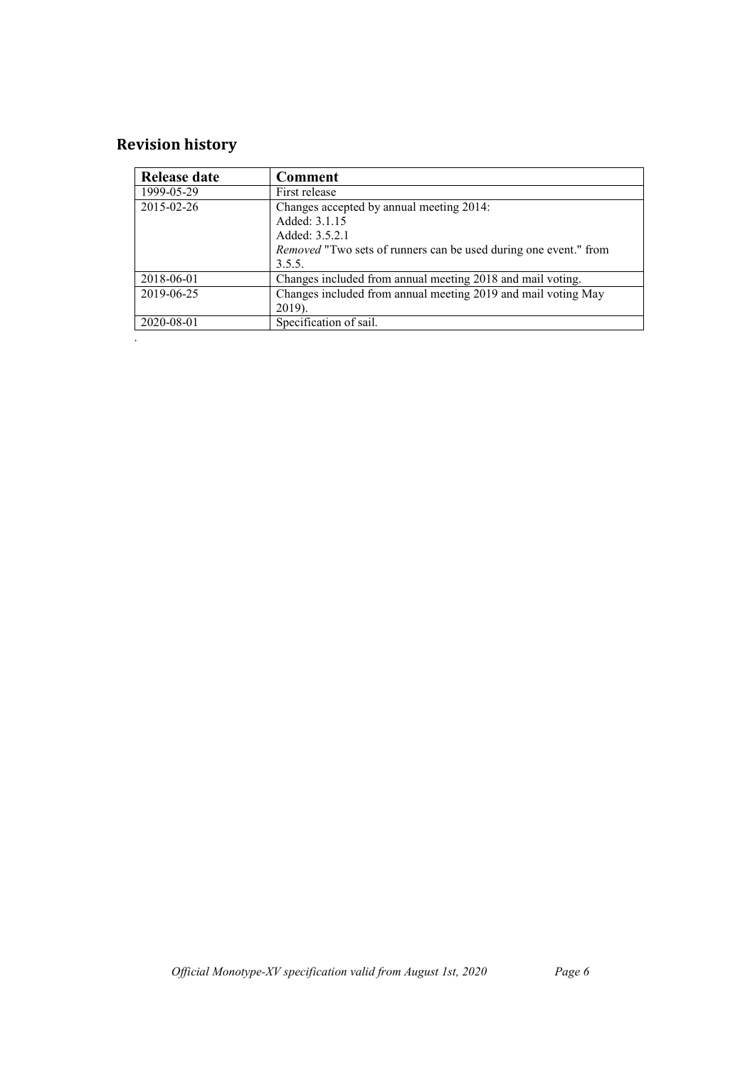## Revision history

| Release date | Comment |
|---|---|
| 1999-05-29 | First release |
| 2015-02-26 | Changes accepted by annual meeting 2014:<br>Added: 3.1.15<br>Added: 3.5.2.1<br>*Removed* "Two sets of runners can be used during one event." from 3.5.5. |
| 2018-06-01 | Changes included from annual meeting 2018 and mail voting. |
| 2019-06-25 | Changes included from annual meeting 2019 and mail voting May 2019). |
| 2020-08-01 | Specification of sail. |

.